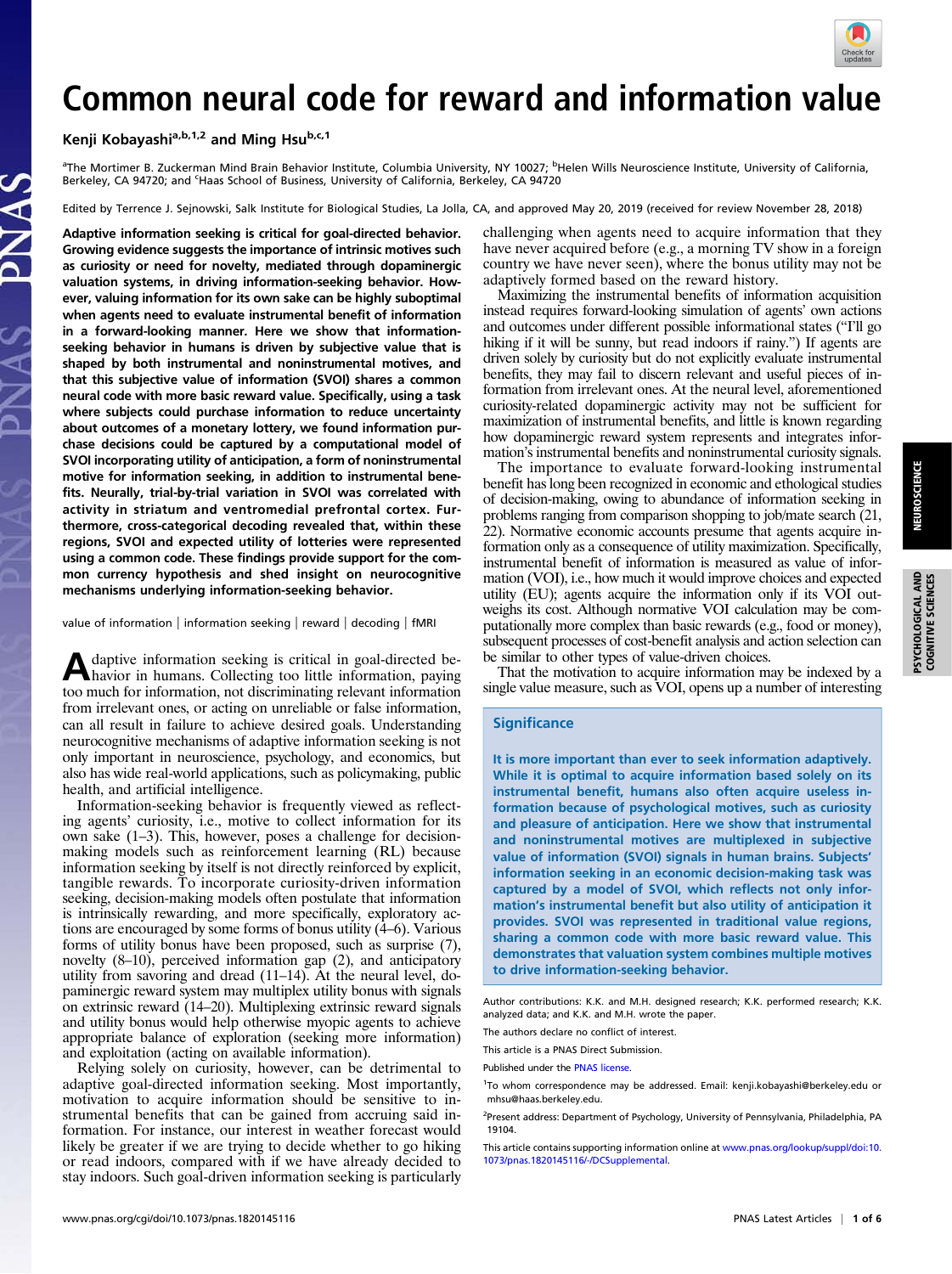# Common neural code for reward and information value

Kenji Kobayashi[a,b,1,2] and Ming Hsu[b,c,1]

[a]The Mortimer B. Zuckerman Mind Brain Behavior Institute, Columbia University, NY 10027; [b]Helen Wills Neuroscience Institute, University of California, Berkeley, CA 94720; and [c]Haas School of Business, University of California, Berkeley, CA 94720

Edited by Terrence J. Sejnowski, Salk Institute for Biological Studies, La Jolla, CA, and approved May 20, 2019 (received for review November 28, 2018)

**Adaptive information seeking is critical for goal-directed behavior. Growing evidence suggests the importance of intrinsic motives such as curiosity or need for novelty, mediated through dopaminergic valuation systems, in driving information-seeking behavior. However, valuing information for its own sake can be highly suboptimal when agents need to evaluate instrumental benefit of information in a forward-looking manner. Here we show that information-seeking behavior in humans is driven by subjective value that is shaped by both instrumental and noninstrumental motives, and that this subjective value of information (SVOI) shares a common neural code with more basic reward value. Specifically, using a task where subjects could purchase information to reduce uncertainty about outcomes of a monetary lottery, we found information purchase decisions could be captured by a computational model of SVOI incorporating utility of anticipation, a form of noninstrumental motive for information seeking, in addition to instrumental benefits. Neurally, trial-by-trial variation in SVOI was correlated with activity in striatum and ventromedial prefrontal cortex. Furthermore, cross-categorical decoding revealed that, within these regions, SVOI and expected utility of lotteries were represented using a common code. These findings provide support for the common currency hypothesis and shed insight on neurocognitive mechanisms underlying information-seeking behavior.**

value of information | information seeking | reward | decoding | fMRI

Adaptive information seeking is critical in goal-directed behavior in humans. Collecting too little information, paying too much for information, not discriminating relevant information from irrelevant ones, or acting on unreliable or false information, can all result in failure to achieve desired goals. Understanding neurocognitive mechanisms of adaptive information seeking is not only important in neuroscience, psychology, and economics, but also has wide real-world applications, such as policymaking, public health, and artificial intelligence.

Information-seeking behavior is frequently viewed as reflecting agents' curiosity, i.e., motive to collect information for its own sake (1–3). This, however, poses a challenge for decision-making models such as reinforcement learning (RL) because information seeking by itself is not directly reinforced by explicit, tangible rewards. To incorporate curiosity-driven information seeking, decision-making models often postulate that information is intrinsically rewarding, and more specifically, exploratory actions are encouraged by some forms of bonus utility (4–6). Various forms of utility bonus have been proposed, such as surprise (7), novelty (8–10), perceived information gap (2), and anticipatory utility from savoring and dread (11–14). At the neural level, dopaminergic reward system may multiplex utility bonus with signals on extrinsic reward (14–20). Multiplexing extrinsic reward signals and utility bonus would help otherwise myopic agents to achieve appropriate balance of exploration (seeking more information) and exploitation (acting on available information).

Relying solely on curiosity, however, can be detrimental to adaptive goal-directed information seeking. Most importantly, motivation to acquire information should be sensitive to instrumental benefits that can be gained from accruing said information. For instance, our interest in weather forecast would likely be greater if we are trying to decide whether to go hiking or read indoors, compared with if we have already decided to stay indoors. Such goal-driven information seeking is particularly challenging when agents need to acquire information that they have never acquired before (e.g., a morning TV show in a foreign country we have never seen), where the bonus utility may not be adaptively formed based on the reward history.

Maximizing the instrumental benefits of information acquisition instead requires forward-looking simulation of agents' own actions and outcomes under different possible informational states ("I'll go hiking if it will be sunny, but read indoors if rainy.") If agents are driven solely by curiosity but do not explicitly evaluate instrumental benefits, they may fail to discern relevant and useful pieces of information from irrelevant ones. At the neural level, aforementioned curiosity-related dopaminergic activity may not be sufficient for maximization of instrumental benefits, and little is known regarding how dopaminergic reward system represents and integrates information's instrumental benefits and noninstrumental curiosity signals.

The importance to evaluate forward-looking instrumental benefit has long been recognized in economic and ethological studies of decision-making, owing to abundance of information seeking in problems ranging from comparison shopping to job/mate search (21, 22). Normative economic accounts presume that agents acquire information only as a consequence of utility maximization. Specifically, instrumental benefit of information is measured as value of information (VOI), i.e., how much it would improve choices and expected utility (EU); agents acquire the information only if its VOI outweighs its cost. Although normative VOI calculation may be computationally more complex than basic rewards (e.g., food or money), subsequent processes of cost-benefit analysis and action selection can be similar to other types of value-driven choices.

That the motivation to acquire information may be indexed by a single value measure, such as VOI, opens up a number of interesting

## Significance

It is more important than ever to seek information adaptively. While it is optimal to acquire information based solely on its instrumental benefit, humans also often acquire useless information because of psychological motives, such as curiosity and pleasure of anticipation. Here we show that instrumental and noninstrumental motives are multiplexed in subjective value of information (SVOI) signals in human brains. Subjects' information seeking in an economic decision-making task was captured by a model of SVOI, which reflects not only information's instrumental benefit but also utility of anticipation it provides. SVOI was represented in traditional value regions, sharing a common code with more basic reward value. This demonstrates that valuation system combines multiple motives to drive information-seeking behavior.

Author contributions: K.K. and M.H. designed research; K.K. performed research; K.K. analyzed data; and K.K. and M.H. wrote the paper.

The authors declare no conflict of interest.

This article is a PNAS Direct Submission.

Published under the PNAS license.

[1]To whom correspondence may be addressed. Email: kenji.kobayashi@berkeley.edu or mhsu@haas.berkeley.edu.

[2]Present address: Department of Psychology, University of Pennsylvania, Philadelphia, PA 19104.

This article contains supporting information online at www.pnas.org/lookup/suppl/doi:10.1073/pnas.1820145116/-/DCSupplemental.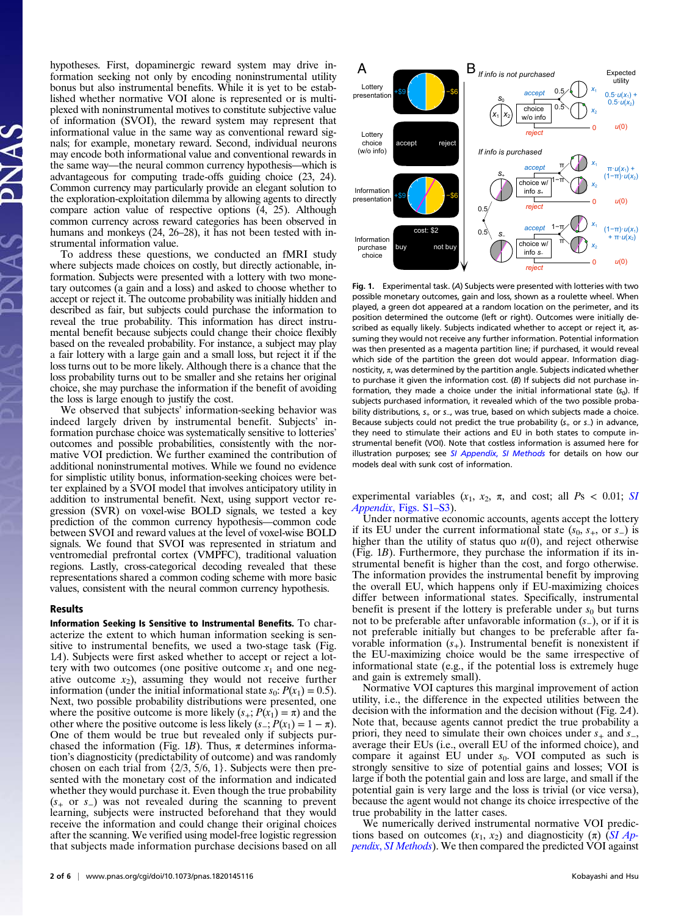hypotheses. First, dopaminergic reward system may drive information seeking not only by encoding noninstrumental utility bonus but also instrumental benefits. While it is yet to be established whether normative VOI alone is represented or is multiplexed with noninstrumental motives to constitute subjective value of information (SVOI), the reward system may represent that informational value in the same way as conventional reward signals; for example, monetary reward. Second, individual neurons may encode both informational value and conventional rewards in the same way—the neural common currency hypothesis—which is advantageous for computing trade-offs guiding choice (23, 24). Common currency may particularly provide an elegant solution to the exploration-exploitation dilemma by allowing agents to directly compare action value of respective options (4, 25). Although common currency across reward categories has been observed in humans and monkeys (24, 26–28), it has not been tested with instrumental information value.

To address these questions, we conducted an fMRI study where subjects made choices on costly, but directly actionable, information. Subjects were presented with a lottery with two monetary outcomes (a gain and a loss) and asked to choose whether to accept or reject it. The outcome probability was initially hidden and described as fair, but subjects could purchase the information to reveal the true probability. This information has direct instrumental benefit because subjects could change their choice flexibly based on the revealed probability. For instance, a subject may play a fair lottery with a large gain and a small loss, but reject it if the loss turns out to be more likely. Although there is a chance that the loss probability turns out to be smaller and she retains her original choice, she may purchase the information if the benefit of avoiding the loss is large enough to justify the cost.

We observed that subjects' information-seeking behavior was indeed largely driven by instrumental benefit. Subjects' information purchase choice was systematically sensitive to lotteries' outcomes and possible probabilities, consistently with the normative VOI prediction. We further examined the contribution of additional noninstrumental motives. While we found no evidence for simplistic utility bonus, information-seeking choices were better explained by a SVOI model that involves anticipatory utility in addition to instrumental benefit. Next, using support vector regression (SVR) on voxel-wise BOLD signals, we tested a key prediction of the common currency hypothesis—common code between SVOI and reward values at the level of voxel-wise BOLD signals. We found that SVOI was represented in striatum and ventromedial prefrontal cortex (VMPFC), traditional valuation regions. Lastly, cross-categorical decoding revealed that these representations shared a common coding scheme with more basic values, consistent with the neural common currency hypothesis.

## Results

**Information Seeking Is Sensitive to Instrumental Benefits.** To characterize the extent to which human information seeking is sensitive to instrumental benefits, we used a two-stage task (Fig. 1A). Subjects were first asked whether to accept or reject a lottery with two outcomes (one positive outcome $x_1$ and one negative outcome $x_2$), assuming they would not receive further information (under the initial informational state $s_0$: $P(x_1) = 0.5$). Next, two possible probability distributions were presented, one where the positive outcome is more likely ($s_+$; $P(x_1) = \pi$) and the other where the positive outcome is less likely ($s_-$; $P(x_1) = 1 - \pi$). One of them would be true but revealed only if subjects purchased the information (Fig. 1B). Thus, $\pi$ determines information's diagnosticity (predictability of outcome) and was randomly chosen on each trial from {2/3, 5/6, 1}. Subjects were then presented with the monetary cost of the information and indicated whether they would purchase it. Even though the true probability ($s_+$ or $s_-$) was not revealed during the scanning to prevent learning, subjects were instructed beforehand that they would receive the information and could change their original choices after the scanning. We verified using model-free logistic regression that subjects made information purchase decisions based on all experimental variables ($x_1$, $x_2$, $\pi$, and cost; all $Ps < 0.01$; *SI Appendix*, Figs. S1–S3).

Fig. 1. Experimental task. (*A*) Subjects were presented with lotteries with two possible monetary outcomes, gain and loss, shown as a roulette wheel. When played, a green dot appeared at a random location on the perimeter, and its position determined the outcome (left or right). Outcomes were initially described as equally likely. Subjects indicated whether to accept or reject it, assuming they would not receive any further information. Potential information was then presented as a magenta partition line; if purchased, it would reveal which side of the partition the green dot would appear. Information diagnosticity, $\pi$, was determined by the partition angle. Subjects indicated whether to purchase it given the information cost. (*B*) If subjects did not purchase information, they made a choice under the initial informational state ($s_0$). If subjects purchased information, it revealed which of the two possible probability distributions, $s_+$ or $s_-$, was true, based on which subjects made a choice. Because subjects could not predict the true probability ($s_+$ or $s_-$) in advance, they need to stimulate their actions and EU in both states to compute instrumental benefit (VOI). Note that costless information is assumed here for illustration purposes; see *SI Appendix*, *SI Methods* for details on how our models deal with sunk cost of information.

Under normative economic accounts, agents accept the lottery if its EU under the current informational state ($s_0$, $s_+$, or $s_-$) is higher than the utility of status quo $u(0)$, and reject otherwise (Fig. 1B). Furthermore, they purchase the information if its instrumental benefit is higher than the cost, and forgo otherwise. The information provides the instrumental benefit by improving the overall EU, which happens only if EU-maximizing choices differ between informational states. Specifically, instrumental benefit is present if the lottery is preferable under $s_0$ but turns not to be preferable after unfavorable information ($s_-$), or if it is not preferable initially but changes to be preferable after favorable information ($s_+$). Instrumental benefit is nonexistent if the EU-maximizing choice would be the same irrespective of informational state (e.g., if the potential loss is extremely huge and gain is extremely small).

Normative VOI captures this marginal improvement of action utility, i.e., the difference in the expected utilities between the decision with the information and the decision without (Fig. 2A). Note that, because agents cannot predict the true probability a priori, they need to simulate their own choices under $s_+$ and $s_-$, average their EUs (i.e., overall EU of the informed choice), and compare it against EU under $s_0$. VOI computed as such is strongly sensitive to size of potential gains and losses; VOI is large if both the potential gain and loss are large, and small if the potential gain is very large and the loss is trivial (or vice versa), because the agent would not change its choice irrespective of the true probability in the latter cases.

We instrumentally derived instrumental normative VOI predictions based on outcomes ($x_1$, $x_2$) and diagnosticity ($\pi$) (*SI Appendix*, *SI Methods*). We then compared the predicted VOI against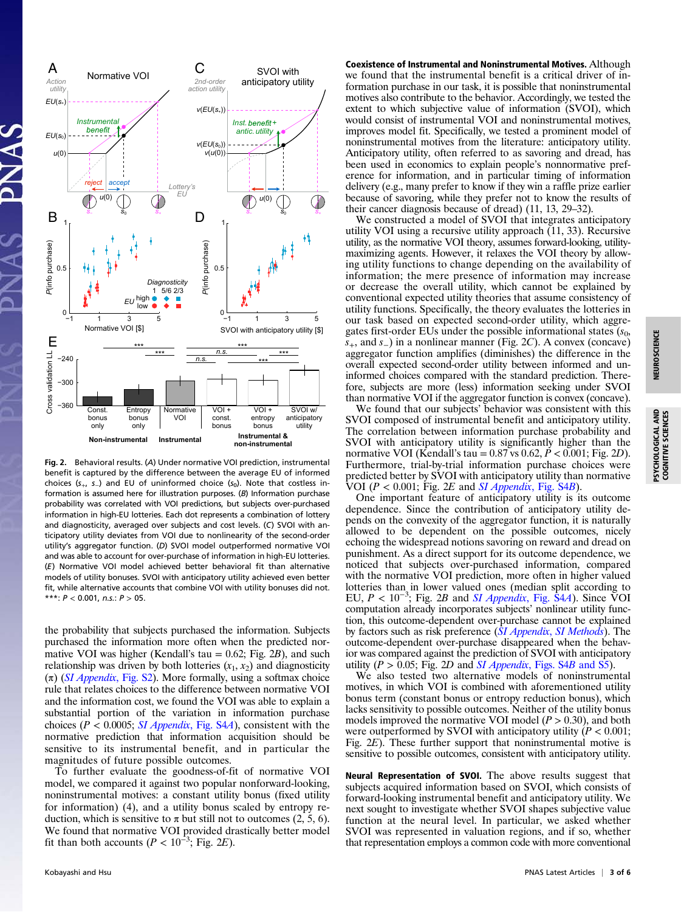**Fig. 2.** Behavioral results. (*A*) Under normative VOI prediction, instrumental benefit is captured by the difference between the average EU of informed choices ($s_+$, $s_-$) and EU of uninformed choice ($s_0$). Note that costless information is assumed here for illustration purposes. (*B*) Information purchase probability was correlated with VOI predictions, but subjects over-purchased information in high-EU lotteries. Each dot represents a combination of lottery and diagnosticity, averaged over subjects and cost levels. (*C*) SVOI with anticipatory utility deviates from VOI due to nonlinearity of the second-order utility's aggregator function. (*D*) SVOI model outperformed normative VOI and was able to account for over-purchase of information in high-EU lotteries. (*E*) Normative VOI model achieved better behavioral fit than alternative models of utility bonuses. SVOI with anticipatory utility achieved even better fit, while alternative accounts that combine VOI with utility bonuses did not. ***: $P < 0.001$, n.s.: $P > 05$.

the probability that subjects purchased the information. Subjects purchased the information more often when the predicted normative VOI was higher (Kendall's tau = 0.62; Fig. 2*B*), and such relationship was driven by both lotteries ($x_1$, $x_2$) and diagnosticity ($\pi$) (*SI Appendix*, Fig. S2). More formally, using a softmax choice rule that relates choices to the difference between normative VOI and the information cost, we found the VOI was able to explain a substantial portion of the variation in information purchase choices ($P < 0.0005$; *SI Appendix*, Fig. S4*A*), consistent with the normative prediction that information acquisition should be sensitive to its instrumental benefit, and in particular the magnitudes of future possible outcomes.

To further evaluate the goodness-of-fit of normative VOI model, we compared it against two popular nonforward-looking, noninstrumental motives: a constant utility bonus (fixed utility for information) (4), and a utility bonus scaled by entropy reduction, which is sensitive to $\pi$ but still not to outcomes (2, 5, 6). We found that normative VOI provided drastically better model fit than both accounts ($P < 10^{-3}$; Fig. 2*E*).

**Coexistence of Instrumental and Noninstrumental Motives.** Although we found that the instrumental benefit is a critical driver of information purchase in our task, it is possible that noninstrumental motives also contribute to the behavior. Accordingly, we tested the extent to which subjective value of information (SVOI), which would consist of instrumental VOI and noninstrumental motives, improves model fit. Specifically, we tested a prominent model of noninstrumental motives from the literature: anticipatory utility. Anticipatory utility, often referred to as savoring and dread, has been used in economics to explain people's nonnormative preference for information, and in particular timing of information delivery (e.g., many prefer to know if they win a raffle prize earlier because of savoring, while they prefer not to know the results of their cancer diagnosis because of dread) (11, 13, 29–32).

We constructed a model of SVOI that integrates anticipatory utility VOI using a recursive utility approach (11, 33). Recursive utility, as the normative VOI theory, assumes forward-looking, utility-maximizing agents. However, it relaxes the VOI theory by allowing utility functions to change depending on the availability of information; the mere presence of information may increase or decrease the overall utility, which cannot be explained by conventional expected utility theories that assume consistency of utility functions. Specifically, the theory evaluates the lotteries in our task based on expected second-order utility, which aggregates first-order EUs under the possible informational states ($s_0$, $s_+$, and $s_-$) in a nonlinear manner (Fig. 2*C*). A convex (concave) aggregator function amplifies (diminishes) the difference in the overall expected second-order utility between informed and uninformed choices compared with the standard prediction. Therefore, subjects are more (less) information seeking under SVOI than normative VOI if the aggregator function is convex (concave).

We found that our subjects' behavior was consistent with this SVOI composed of instrumental benefit and anticipatory utility. The correlation between information purchase probability and SVOI with anticipatory utility is significantly higher than the normative VOI (Kendall's tau = 0.87 vs 0.62, $P < 0.001$; Fig. 2*D*). Furthermore, trial-by-trial information purchase choices were predicted better by SVOI with anticipatory utility than normative VOI ($P < 0.001$; Fig. 2*E* and *SI Appendix*, Fig. S4*B*).

One important feature of anticipatory utility is its outcome dependence. Since the contribution of anticipatory utility depends on the convexity of the aggregator function, it is naturally allowed to be dependent on the possible outcomes, nicely echoing the widespread notions savoring on reward and dread on punishment. As a direct support for its outcome dependence, we noticed that subjects over-purchased information, compared with the normative VOI prediction, more often in higher valued lotteries than in lower valued ones (median split according to EU, $P < 10^{-3}$; Fig. 2*B* and *SI Appendix*, Fig. S4*A*). Since VOI computation already incorporates subjects' nonlinear utility function, this outcome-dependent over-purchase cannot be explained by factors such as risk preference (*SI Appendix*, *SI Methods*). The outcome-dependent over-purchase disappeared when the behavior was compared against the prediction of SVOI with anticipatory utility ($P > 0.05$; Fig. 2*D* and *SI Appendix*, Figs. S4*B* and S5).

We also tested two alternative models of noninstrumental motives, in which VOI is combined with aforementioned utility bonus term (constant bonus or entropy reduction bonus), which lacks sensitivity to possible outcomes. Neither of the utility bonus models improved the normative VOI model ($P > 0.30$), and both were outperformed by SVOI with anticipatory utility ($P < 0.001$; Fig. 2*E*). These further support that noninstrumental motive is sensitive to possible outcomes, consistent with anticipatory utility.

**Neural Representation of SVOI.** The above results suggest that subjects acquired information based on SVOI, which consists of forward-looking instrumental benefit and anticipatory utility. We next sought to investigate whether SVOI shapes subjective value function at the neural level. In particular, we asked whether SVOI was represented in valuation regions, and if so, whether that representation employs a common code with more conventional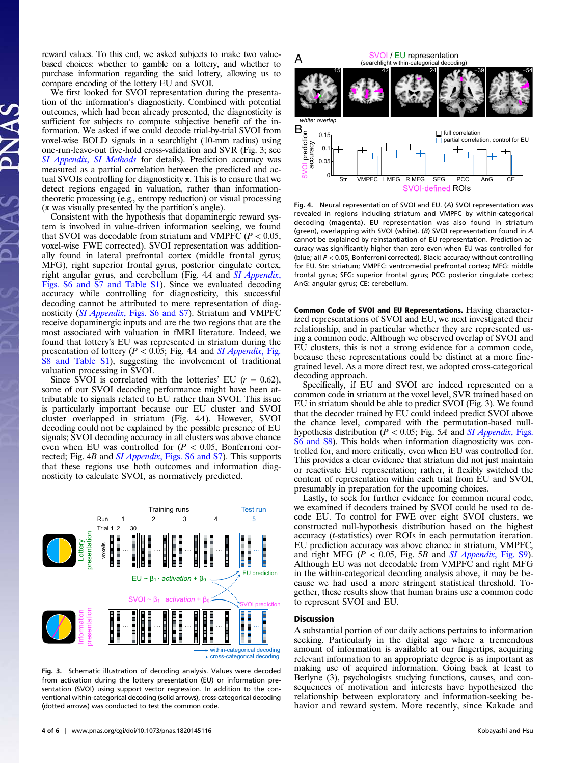reward values. To this end, we asked subjects to make two value-based choices: whether to gamble on a lottery, and whether to purchase information regarding the said lottery, allowing us to compare encoding of the lottery EU and SVOI.

We first looked for SVOI representation during the presentation of the information's diagnosticity. Combined with potential outcomes, which had been already presented, the diagnosticity is sufficient for subjects to compute subjective benefit of the information. We asked if we could decode trial-by-trial SVOI from voxel-wise BOLD signals in a searchlight (10-mm radius) using one-run-leave-out five-hold cross-validation and SVR (Fig. 3; see *SI Appendix*, *SI Methods* for details). Prediction accuracy was measured as a partial correlation between the predicted and actual SVOIs controlling for diagnosticity $\pi$. This is to ensure that we detect regions engaged in valuation, rather than information-theoretic processing (e.g., entropy reduction) or visual processing ($\pi$ was visually presented by the partition's angle).

Consistent with the hypothesis that dopaminergic reward system is involved in value-driven information seeking, we found that SVOI was decodable from striatum and VMPFC ($P < 0.05$, voxel-wise FWE corrected). SVOI representation was additionally found in lateral prefrontal cortex (middle frontal gyrus; MFG), right superior frontal gyrus, posterior cingulate cortex, right angular gyrus, and cerebellum (Fig. 4*A* and *SI Appendix*, Figs. S6 and S7 and Table S1). Since we evaluated decoding accuracy while controlling for diagnosticity, this successful decoding cannot be attributed to mere representation of diagnosticity (*SI Appendix*, Figs. S6 and S7). Striatum and VMPFC receive dopaminergic inputs and are the two regions that are the most associated with valuation in fMRI literature. Indeed, we found that lottery's EU was represented in striatum during the presentation of lottery ($P < 0.05$; Fig. 4*A* and *SI Appendix*, Fig. S8 and Table S1), suggesting the involvement of traditional valuation processing in SVOI.

Since SVOI is correlated with the lotteries' EU ($r = 0.62$), some of our SVOI decoding performance might have been attributable to signals related to EU rather than SVOI. This issue is particularly important because our EU cluster and SVOI cluster overlapped in striatum (Fig. 4*A*). However, SVOI decoding could not be explained by the possible presence of EU signals; SVOI decoding accuracy in all clusters was above chance even when EU was controlled for ($P < 0.05$, Bonferroni corrected; Fig. 4*B* and *SI Appendix*, Figs. S6 and S7). This supports that these regions use both outcomes and information diagnosticity to calculate SVOI, as normatively predicted.

**Fig. 3.** Schematic illustration of decoding analysis. Values were decoded from activation during the lottery presentation (EU) or information presentation (SVOI) using support vector regression. In addition to the conventional within-categorical decoding (solid arrows), cross-categorical decoding (dotted arrows) was conducted to test the common code.

**Fig. 4.** Neural representation of SVOI and EU. (*A*) SVOI representation was revealed in regions including striatum and VMPFC by within-categorical decoding (magenta). EU representation was also found in striatum (green), overlapping with SVOI (white). (*B*) SVOI representation found in *A* cannot be explained by reinstantiation of EU representation. Prediction accuracy was significantly higher than zero even when EU was controlled for (blue; all $P < 0.05$, Bonferroni corrected). Black: accuracy without controlling for EU. Str: striatum; VMPFC: ventromedial prefrontal cortex; MFG: middle frontal gyrus; SFG: superior frontal gyrus; PCC: posterior cingulate cortex; AnG: angular gyrus; CE: cerebellum.

**Common Code of SVOI and EU Representations.** Having characterized representations of SVOI and EU, we next investigated their relationship, and in particular whether they are represented using a common code. Although we observed overlap of SVOI and EU clusters, this is not a strong evidence for a common code, because these representations could be distinct at a more fine-grained level. As a more direct test, we adopted cross-categorical decoding approach.

Specifically, if EU and SVOI are indeed represented on a common code in striatum at the voxel level, SVR trained based on EU in striatum should be able to predict SVOI (Fig. 3). We found that the decoder trained by EU could indeed predict SVOI above the chance level, compared with the permutation-based null-hypothesis distribution ($P < 0.05$; Fig. 5*A* and *SI Appendix*, Figs. S6 and S8). This holds when information diagnosticity was controlled for, and more critically, even when EU was controlled for. This provides a clear evidence that striatum did not just maintain or reactivate EU representation; rather, it flexibly switched the content of representation within each trial from EU and SVOI, presumably in preparation for the upcoming choices.

Lastly, to seek for further evidence for common neural code, we examined if decoders trained by SVOI could be used to decode EU. To control for FWE over eight SVOI clusters, we constructed null-hypothesis distribution based on the highest accuracy ($t$-statistics) over ROIs in each permutation iteration. EU prediction accuracy was above chance in striatum, VMPFC, and right MFG ($P < 0.05$, Fig. 5*B* and *SI Appendix*, Fig. S9). Although EU was not decodable from VMPFC and right MFG in the within-categorical decoding analysis above, it may be because we had used a more stringent statistical threshold. Together, these results show that human brains use a common code to represent SVOI and EU.

## Discussion

A substantial portion of our daily actions pertains to information seeking. Particularly in the digital age where a tremendous amount of information is available at our fingertips, acquiring relevant information to an appropriate degree is as important as making use of acquired information. Going back at least to Berlyne (3), psychologists studying functions, causes, and consequences of motivation and interests have hypothesized the relationship between exploratory and information-seeking behavior and reward system. More recently, since Kakade and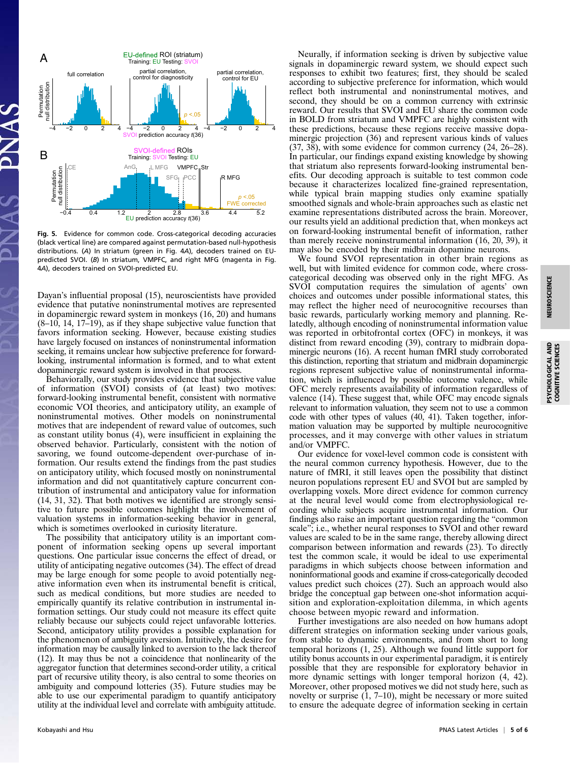A

EU-defined ROI (striatum)
Training: EU Testing: SVOI

full correlation

partial correlation, control for diagnosticity

partial correlation, control for EU

Permutation null distribution

p <.05

−4 −2 0 2 4 −4 −2 0 2 4 −4 −2 0 2 4

SVOI prediction accuracy t(36)

B

SVOI-defined ROIs
Training: SVOI Testing: EU

CE AnG L MFG VMPFC Str SFG PCC R MFG

Permutation null distribution

p <.05
FWE corrected

−0.4 0.4 1.2 2 2.8 3.6 4.4 5.2

EU prediction accuracy t(36)

**Fig. 5.** Evidence for common code. Cross-categorical decoding accuracies (black vertical line) are compared against permutation-based null-hypothesis distributions. (*A*) In striatum (green in Fig. 4*A*), decoders trained on EU-predicted SVOI. (*B*) In striatum, VMPFC, and right MFG (magenta in Fig. 4*A*), decoders trained on SVOI-predicted EU.

Dayan's influential proposal (15), neuroscientists have provided evidence that putative noninstrumental motives are represented in dopaminergic reward system in monkeys (16, 20) and humans (8–10, 14, 17–19), as if they shape subjective value function that favors information seeking. However, because existing studies have largely focused on instances of noninstrumental information seeking, it remains unclear how subjective preference for forward-looking, instrumental information is formed, and to what extent dopaminergic reward system is involved in that process.

Behaviorally, our study provides evidence that subjective value of information (SVOI) consists of (at least) two motives: forward-looking instrumental benefit, consistent with normative economic VOI theories, and anticipatory utility, an example of noninstrumental motives. Other models on noninstrumental motives that are independent of reward value of outcomes, such as constant utility bonus (4), were insufficient in explaining the observed behavior. Particularly, consistent with the notion of savoring, we found outcome-dependent over-purchase of information. Our results extend the findings from the past studies on anticipatory utility, which focused mostly on noninstrumental information and did not quantitatively capture concurrent contribution of instrumental and anticipatory value for information (14, 31, 32). That both motives we identified are strongly sensitive to future possible outcomes highlight the involvement of valuation systems in information-seeking behavior in general, which is sometimes overlooked in curiosity literature.

The possibility that anticipatory utility is an important component of information seeking opens up several important questions. One particular issue concerns the effect of dread, or utility of anticipating negative outcomes (34). The effect of dread may be large enough for some people to avoid potentially negative information even when its instrumental benefit is critical, such as medical conditions, but more studies are needed to empirically quantify its relative contribution in instrumental information settings. Our study could not measure its effect quite reliably because our subjects could reject unfavorable lotteries. Second, anticipatory utility provides a possible explanation for the phenomenon of ambiguity aversion. Intuitively, the desire for information may be causally linked to aversion to the lack thereof (12). It may thus be not a coincidence that nonlinearity of the aggregator function that determines second-order utility, a critical part of recursive utility theory, is also central to some theories on ambiguity and compound lotteries (35). Future studies may be able to use our experimental paradigm to quantify anticipatory utility at the individual level and correlate with ambiguity attitude.

Neurally, if information seeking is driven by subjective value signals in dopaminergic reward system, we should expect such responses to exhibit two features; first, they should be scaled according to subjective preference for information, which would reflect both instrumental and noninstrumental motives, and second, they should be on a common currency with extrinsic reward. Our results that SVOI and EU share the common code in BOLD from striatum and VMPFC are highly consistent with these predictions, because these regions receive massive dopaminergic projection (36) and represent various kinds of values (37, 38), with some evidence for common currency (24, 26–28). In particular, our findings expand existing knowledge by showing that striatum also represents forward-looking instrumental benefits. Our decoding approach is suitable to test common code because it characterizes localized fine-grained representation, while typical brain mapping studies only examine spatially smoothed signals and whole-brain approaches such as elastic net examine representations distributed across the brain. Moreover, our results yield an additional prediction that, when monkeys act on forward-looking instrumental benefit of information, rather than merely receive noninstrumental information (16, 20, 39), it may also be encoded by their midbrain dopamine neurons.

We found SVOI representation in other brain regions as well, but with limited evidence for common code, where cross-categorical decoding was observed only in the right MFG. As SVOI computation requires the simulation of agents' own choices and outcomes under possible informational states, this may reflect the higher need of neurocognitive recourses than basic rewards, particularly working memory and planning. Relatedly, although encoding of noninstrumental information value was reported in orbitofrontal cortex (OFC) in monkeys, it was distinct from reward encoding (39), contrary to midbrain dopaminergic neurons (16). A recent human fMRI study corroborated this distinction, reporting that striatum and midbrain dopaminergic regions represent subjective value of noninstrumental information, which is influenced by possible outcome valence, while OFC merely represents availability of information regardless of valence (14). These suggest that, while OFC may encode signals relevant to information valuation, they seem not to use a common code with other types of values (40, 41). Taken together, information valuation may be supported by multiple neurocognitive processes, and it may converge with other values in striatum and/or VMPFC.

Our evidence for voxel-level common code is consistent with the neural common currency hypothesis. However, due to the nature of fMRI, it still leaves open the possibility that distinct neuron populations represent EU and SVOI but are sampled by overlapping voxels. More direct evidence for common currency at the neural level would come from electrophysiological recording while subjects acquire instrumental information. Our findings also raise an important question regarding the "common scale"; i.e., whether neural responses to SVOI and other reward values are scaled to be in the same range, thereby allowing direct comparison between information and rewards (23). To directly test the common scale, it would be ideal to use experimental paradigms in which subjects choose between information and noninformational goods and examine if cross-categorically decoded values predict such choices (27). Such an approach would also bridge the conceptual gap between one-shot information acquisition and exploration-exploitation dilemma, in which agents choose between myopic reward and information.

Further investigations are also needed on how humans adopt different strategies on information seeking under various goals, from stable to dynamic environments, and from short to long temporal horizons (1, 25). Although we found little support for utility bonus accounts in our experimental paradigm, it is entirely possible that they are responsible for exploratory behavior in more dynamic settings with longer temporal horizon (4, 42). Moreover, other proposed motives we did not study here, such as novelty or surprise (1, 7–10), might be necessary or more suited to ensure the adequate degree of information seeking in certain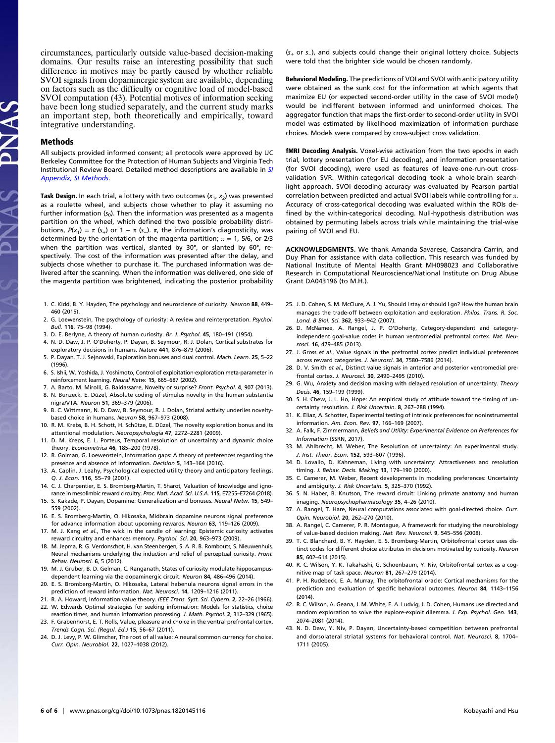circumstances, particularly outside value-based decision-making domains. Our results raise an interesting possibility that such difference in motives may be partly caused by whether reliable SVOI signals from dopaminergic system are available, depending on factors such as the difficulty or cognitive load of model-based SVOI computation (43). Potential motives of information seeking have been long studied separately, and the current study marks an important step, both theoretically and empirically, toward integrative understanding.

## Methods

All subjects provided informed consent; all protocols were approved by UC Berkeley Committee for the Protection of Human Subjects and Virginia Tech Institutional Review Board. Detailed method descriptions are available in *SI Appendix*, *SI Methods*.

**Task Design.** In each trial, a lottery with two outcomes ($x_1$, $x_2$) was presented as a roulette wheel, and subjects chose whether to play it assuming no further information ($s_0$). Then the information was presented as a magenta partition on the wheel, which defined the two possible probability distributions, $P(x_1) = \pi$ ($s_+$) or $1 - \pi$ ($s_-$). $\pi$, the information's diagnosticity, was determined by the orientation of the magenta partition; $\pi$ = 1, 5/6, or 2/3 when the partition was vertical, slanted by 30°, or slanted by 60°, respectively. The cost of the information was presented after the delay, and subjects chose whether to purchase it. The purchased information was delivered after the scanning. When the information was delivered, one side of the magenta partition was brightened, indicating the posterior probability ($s_+$ or $s_-$), and subjects could change their original lottery choice. Subjects were told that the brighter side would be chosen randomly.

**Behavioral Modeling.** The predictions of VOI and SVOI with anticipatory utility were obtained as the sunk cost for the information at which agents that maximize EU (or expected second-order utility in the case of SVOI model) would be indifferent between informed and uninformed choices. The aggregator function that maps the first-order to second-order utility in SVOI model was estimated by likelihood maximization of information purchase choices. Models were compared by cross-subject cross validation.

**fMRI Decoding Analysis.** Voxel-wise activation from the two epochs in each trial, lottery presentation (for EU decoding), and information presentation (for SVOI decoding), were used as features of leave-one-run-out cross-validation SVR. Within-categorical decoding took a whole-brain searchlight approach. SVOI decoding accuracy was evaluated by Pearson partial correlation between predicted and actual SVOI labels while controlling for $\pi$. Accuracy of cross-categorical decoding was evaluated within the ROIs defined by the within-categorical decoding. Null-hypothesis distribution was obtained by permuting labels across trials while maintaining the trial-wise pairing of SVOI and EU.

**ACKNOWLEDGMENTS.** We thank Amanda Savarese, Cassandra Carrin, and Duy Phan for assistance with data collection. This research was funded by National Institute of Mental Health Grant MH098023 and Collaborative Research in Computational Neuroscience/National Institute on Drug Abuse Grant DA043196 (to M.H.).

1. C. Kidd, B. Y. Hayden, The psychology and neuroscience of curiosity. *Neuron* **88**, 449–460 (2015).
2. G. Loewenstein, The psychology of curiosity: A review and reinterpretation. *Psychol. Bull.* **116**, 75–98 (1994).
3. D. E. Berlyne, A theory of human curiosity. *Br. J. Psychol.* **45**, 180–191 (1954).
4. N. D. Daw, J. P. O'Doherty, P. Dayan, B. Seymour, R. J. Dolan, Cortical substrates for exploratory decisions in humans. *Nature* **441**, 876–879 (2006).
5. P. Dayan, T. J. Sejnowski, Exploration bonuses and dual control. *Mach. Learn.* **25**, 5–22 (1996).
6. S. Ishii, W. Yoshida, J. Yoshimoto, Control of exploitation-exploration meta-parameter in reinforcement learning. *Neural Netw.* **15**, 665–687 (2002).
7. A. Barto, M. Mirolli, G. Baldassarre, Novelty or surprise? *Front. Psychol.* **4**, 907 (2013).
8. N. Bunzeck, E. Düzel, Absolute coding of stimulus novelty in the human substantia nigra/VTA. *Neuron* **51**, 369–379 (2006).
9. B. C. Wittmann, N. D. Daw, B. Seymour, R. J. Dolan, Striatal activity underlies novelty-based choice in humans. *Neuron* **58**, 967–973 (2008).
10. R. M. Krebs, B. H. Schott, H. Schütze, E. Düzel, The novelty exploration bonus and its attentional modulation. *Neuropsychologia* **47**, 2272–2281 (2009).
11. D. M. Kreps, E. L. Porteus, Temporal resolution of uncertainty and dynamic choice theory. *Econometrica* **46**, 185–200 (1978).
12. R. Golman, G. Loewenstein, Information gaps: A theory of preferences regarding the presence and absence of information. *Decision* **5**, 143–164 (2016).
13. A. Caplin, J. Leahy, Psychological expected utility theory and anticipatory feelings. *Q. J. Econ.* **116**, 55–79 (2001).
14. C. J. Charpentier, E. S. Bromberg-Martin, T. Sharot, Valuation of knowledge and ignorance in mesolimbic reward circuitry. *Proc. Natl. Acad. Sci. U.S.A.* **115**, E7255–E7264 (2018).
15. S. Kakade, P. Dayan, Dopamine: Generalization and bonuses. *Neural Netw.* **15**, 549–559 (2002).
16. E. S. Bromberg-Martin, O. Hikosaka, Midbrain dopamine neurons signal preference for advance information about upcoming rewards. *Neuron* **63**, 119–126 (2009).
17. M. J. Kang *et al.*, The wick in the candle of learning: Epistemic curiosity activates reward circuitry and enhances memory. *Psychol. Sci.* **20**, 963–973 (2009).
18. M. Jepma, R. G. Verdonschot, H. van Steenbergen, S. A. R. B. Rombouts, S. Nieuwenhuis, Neural mechanisms underlying the induction and relief of perceptual curiosity. *Front. Behav. Neurosci.* **6**, 5 (2012).
19. M. J. Gruber, B. D. Gelman, C. Ranganath, States of curiosity modulate hippocampus-dependent learning via the dopaminergic circuit. *Neuron* **84**, 486–496 (2014).
20. E. S. Bromberg-Martin, O. Hikosaka, Lateral habenula neurons signal errors in the prediction of reward information. *Nat. Neurosci.* **14**, 1209–1216 (2011).
21. R. A. Howard, Information value theory. *IEEE Trans. Syst. Sci. Cybern.* **2**, 22–26 (1966).
22. W. Edwards Optimal strategies for seeking information: Models for statistics, choice reaction times, and human information processing. *J. Math. Psychol.* **2**, 312–329 (1965).
23. F. Grabenhorst, E. T. Rolls, Value, pleasure and choice in the ventral prefrontal cortex. *Trends Cogn. Sci. (Regul. Ed.)* **15**, 56–67 (2011).
24. D. J. Levy, P. W. Glimcher, The root of all value: A neural common currency for choice. *Curr. Opin. Neurobiol.* **22**, 1027–1038 (2012).
25. J. D. Cohen, S. M. McClure, A. J. Yu, Should I stay or should I go? How the human brain manages the trade-off between exploitation and exploration. *Philos. Trans. R. Soc. Lond. B Biol. Sci.* **362**, 933–942 (2007).
26. D. McNamee, A. Rangel, J. P. O'Doherty, Category-dependent and category-independent goal-value codes in human ventromedial prefrontal cortex. *Nat. Neurosci.* **16**, 479–485 (2013).
27. J. Gross *et al.*, Value signals in the prefrontal cortex predict individual preferences across reward categories. *J. Neurosci.* **34**, 7580–7586 (2014).
28. D. V. Smith *et al.*, Distinct value signals in anterior and posterior ventromedial prefrontal cortex. *J. Neurosci.* **30**, 2490–2495 (2010).
29. G. Wu, Anxiety and decision making with delayed resolution of uncertainty. *Theory Decis.* **46**, 159–199 (1999).
30. S. H. Chew, J. L. Ho, Hope: An empirical study of attitude toward the timing of uncertainty resolution. *J. Risk Uncertain.* **8**, 267–288 (1994).
31. K. Eliaz, A. Schotter, Experimental testing of intrinsic preferences for noninstrumental information. *Am. Econ. Rev.* **97**, 166–169 (2007).
32. A. Falk, F. Zimmermann, *Beliefs and Utility: Experimental Evidence on Preferences for Information* (SSRN, 2017).
33. M. Ahlbrecht, M. Weber, The Resolution of uncertainty: An experimental study. *J. Inst. Theor. Econ.* **152**, 593–607 (1996).
34. D. Lovallo, D. Kahneman, Living with uncertainty: Attractiveness and resolution timing. *J. Behav. Decis. Making* **13**, 179–190 (2000).
35. C. Camerer, M. Weber, Recent developments in modeling preferences: Uncertainty and ambiguity. *J. Risk Uncertain.* **5**, 325–370 (1992).
36. S. N. Haber, B. Knutson, The reward circuit: Linking primate anatomy and human imaging. *Neuropsychopharmacology* **35**, 4–26 (2010).
37. A. Rangel, T. Hare, Neural computations associated with goal-directed choice. *Curr. Opin. Neurobiol.* **20**, 262–270 (2010).
38. A. Rangel, C. Camerer, P. R. Montague, A framework for studying the neurobiology of value-based decision making. *Nat. Rev. Neurosci.* **9**, 545–556 (2008).
39. T. C. Blanchard, B. Y. Hayden, E. S. Bromberg-Martin, Orbitofrontal cortex uses distinct codes for different choice attributes in decisions motivated by curiosity. *Neuron* **85**, 602–614 (2015).
40. R. C. Wilson, Y. K. Takahashi, G. Schoenbaum, Y. Niv, Orbitofrontal cortex as a cognitive map of task space. *Neuron* **81**, 267–279 (2014).
41. P. H. Rudebeck, E. A. Murray, The orbitofrontal oracle: Cortical mechanisms for the prediction and evaluation of specific behavioral outcomes. *Neuron* **84**, 1143–1156 (2014).
42. R. C. Wilson, A. Geana, J. M. White, E. A. Ludvig, J. D. Cohen, Humans use directed and random exploration to solve the explore-exploit dilemma. *J. Exp. Psychol. Gen.* **143**, 2074–2081 (2014).
43. N. D. Daw, Y. Niv, P. Dayan, Uncertainty-based competition between prefrontal and dorsolateral striatal systems for behavioral control. *Nat. Neurosci.* **8**, 1704–1711 (2005).